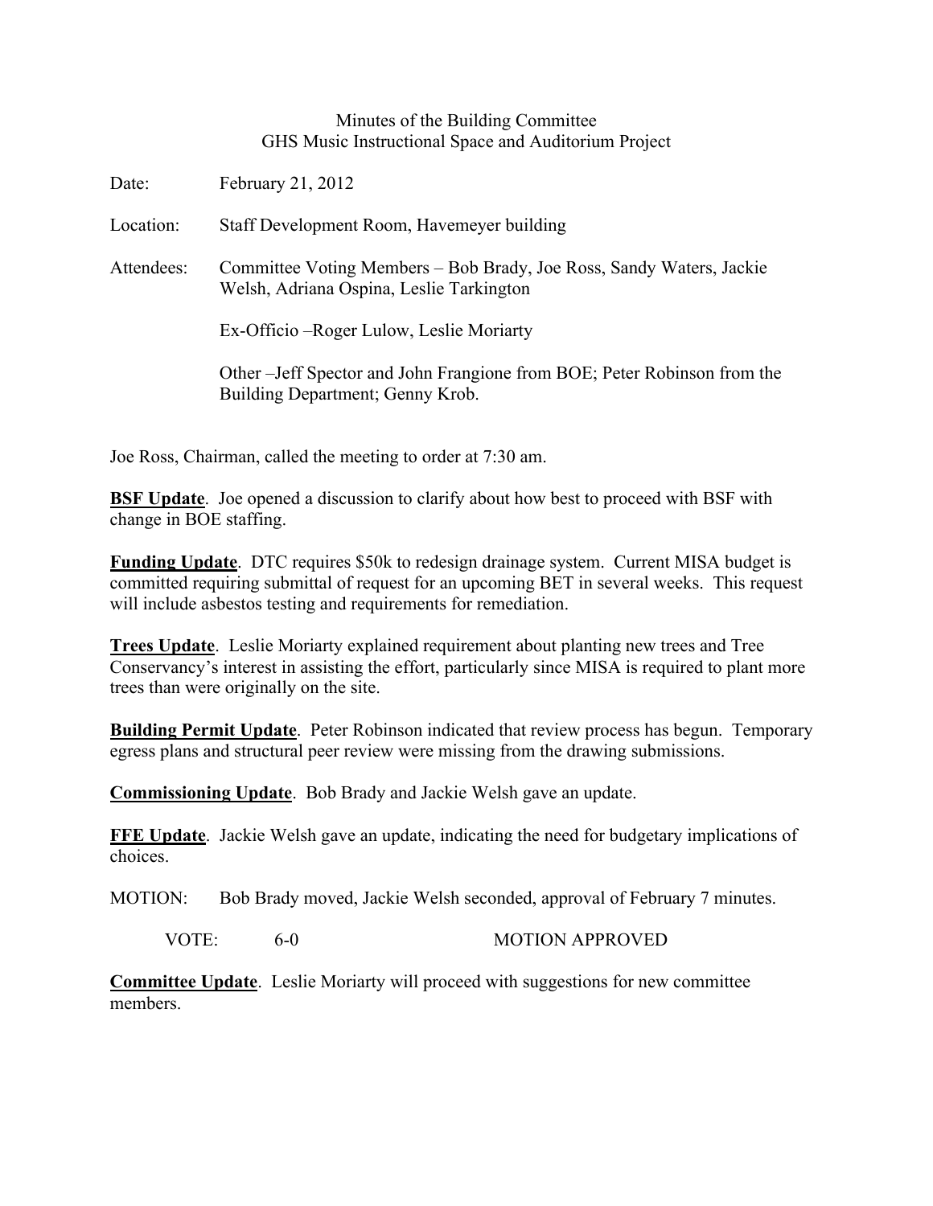Minutes of the Building Committee
GHS Music Instructional Space and Auditorium Project

Date: February 21, 2012

Location: Staff Development Room, Havemeyer building

Attendees: Committee Voting Members – Bob Brady, Joe Ross, Sandy Waters, Jackie Welsh, Adriana Ospina, Leslie Tarkington

Ex-Officio –Roger Lulow, Leslie Moriarty

Other –Jeff Spector and John Frangione from BOE; Peter Robinson from the Building Department; Genny Krob.

Joe Ross, Chairman, called the meeting to order at 7:30 am.

**BSF Update**. Joe opened a discussion to clarify about how best to proceed with BSF with change in BOE staffing.

**Funding Update**. DTC requires $50k to redesign drainage system. Current MISA budget is committed requiring submittal of request for an upcoming BET in several weeks. This request will include asbestos testing and requirements for remediation.

**Trees Update**. Leslie Moriarty explained requirement about planting new trees and Tree Conservancy's interest in assisting the effort, particularly since MISA is required to plant more trees than were originally on the site.

**Building Permit Update**. Peter Robinson indicated that review process has begun. Temporary egress plans and structural peer review were missing from the drawing submissions.

**Commissioning Update**. Bob Brady and Jackie Welsh gave an update.

**FFE Update**. Jackie Welsh gave an update, indicating the need for budgetary implications of choices.

MOTION: Bob Brady moved, Jackie Welsh seconded, approval of February 7 minutes.

VOTE: 6-0 MOTION APPROVED

**Committee Update**. Leslie Moriarty will proceed with suggestions for new committee members.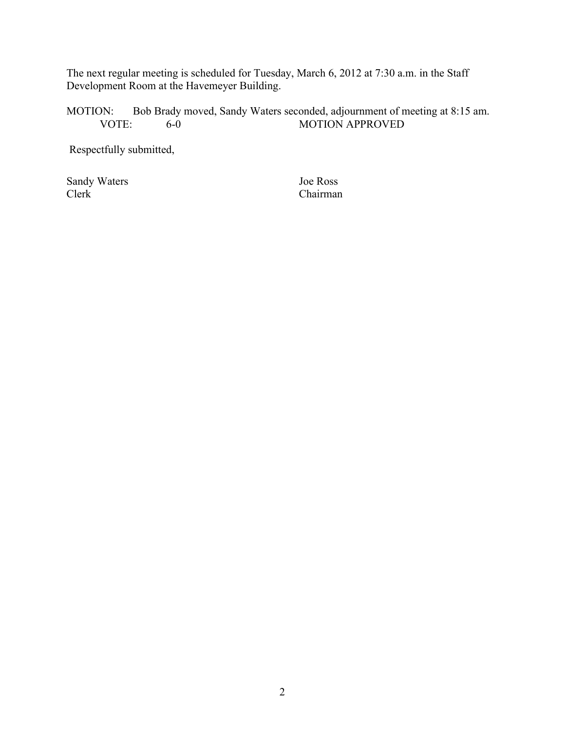The next regular meeting is scheduled for Tuesday, March 6, 2012 at 7:30 a.m. in the Staff Development Room at the Havemeyer Building.

MOTION: Bob Brady moved, Sandy Waters seconded, adjournment of meeting at 8:15 am.
VOTE: 6-0 MOTION APPROVED

Respectfully submitted,

Sandy Waters
Clerk

Joe Ross
Chairman